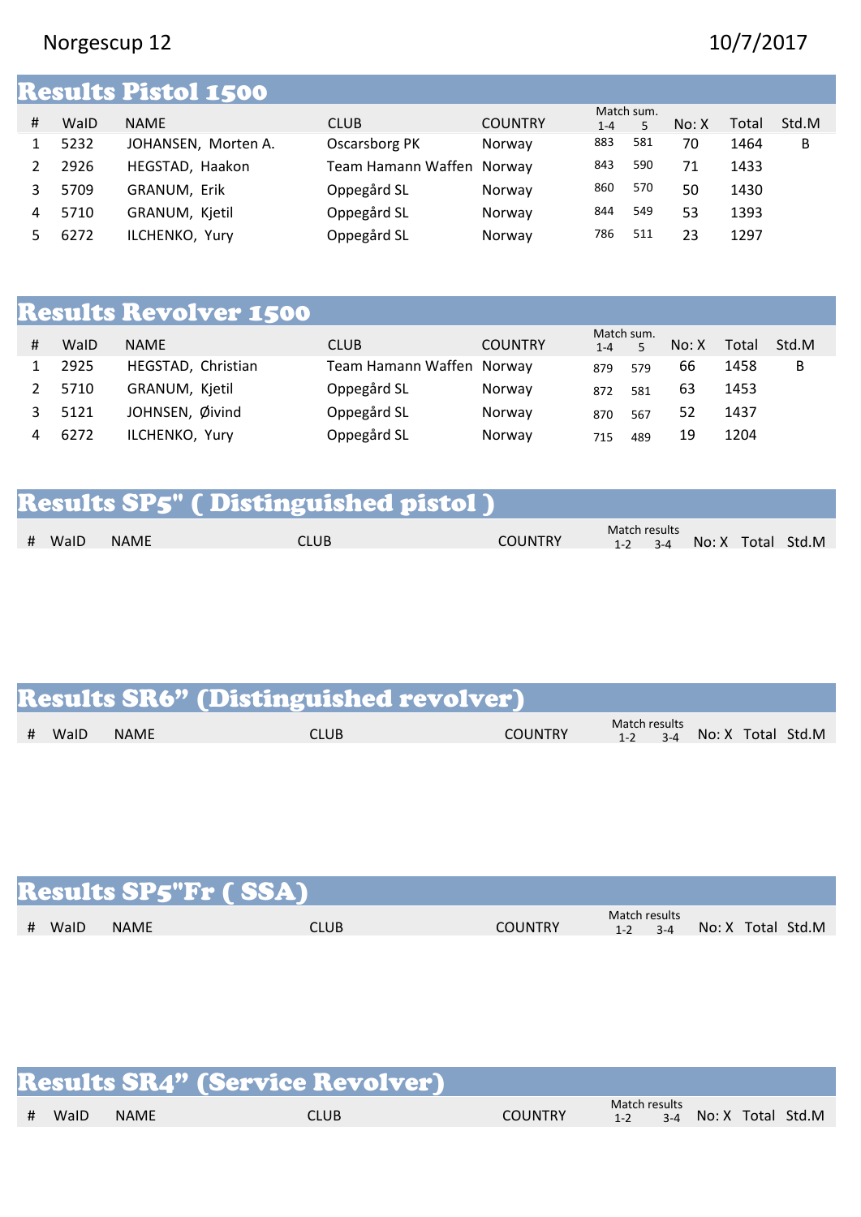Norgescup 12

10/7/2017

## Results Pistol 1500

| # | WaID | NAME | CLUB | COUNTRY | Match sum. 1-4 | 5 | No: X | Total | Std.M |
|---|---|---|---|---|---|---|---|---|---|
| 1 | 5232 | JOHANSEN, Morten A. | Oscarsborg PK | Norway | 883 | 581 | 70 | 1464 | B |
| 2 | 2926 | HEGSTAD, Haakon | Team Hamann Waffen | Norway | 843 | 590 | 71 | 1433 | |
| 3 | 5709 | GRANUM, Erik | Oppegård SL | Norway | 860 | 570 | 50 | 1430 | |
| 4 | 5710 | GRANUM, Kjetil | Oppegård SL | Norway | 844 | 549 | 53 | 1393 | |
| 5 | 6272 | ILCHENKO, Yury | Oppegård SL | Norway | 786 | 511 | 23 | 1297 | |

## Results Revolver 1500

| # | WaID | NAME | CLUB | COUNTRY | Match sum. 1-4 | 5 | No: X | Total | Std.M |
|---|---|---|---|---|---|---|---|---|---|
| 1 | 2925 | HEGSTAD, Christian | Team Hamann Waffen | Norway | 879 | 579 | 66 | 1458 | B |
| 2 | 5710 | GRANUM, Kjetil | Oppegård SL | Norway | 872 | 581 | 63 | 1453 | |
| 3 | 5121 | JOHNSEN, Øivind | Oppegård SL | Norway | 870 | 567 | 52 | 1437 | |
| 4 | 6272 | ILCHENKO, Yury | Oppegård SL | Norway | 715 | 489 | 19 | 1204 | |

## Results SP5" ( Distinguished pistol )

| # | WaID | NAME | CLUB | COUNTRY | Match results 1-2 | 3-4 | No: X | Total | Std.M |
|---|---|---|---|---|---|---|---|---|---|

## Results SR6" (Distinguished revolver)

| # | WaID | NAME | CLUB | COUNTRY | Match results 1-2 | 3-4 | No: X | Total | Std.M |
|---|---|---|---|---|---|---|---|---|---|

## Results SP5"Fr ( SSA)

| # | WaID | NAME | CLUB | COUNTRY | Match results 1-2 | 3-4 | No: X | Total | Std.M |
|---|---|---|---|---|---|---|---|---|---|

## Results SR4" (Service Revolver)

| # | WaID | NAME | CLUB | COUNTRY | Match results 1-2 | 3-4 | No: X | Total | Std.M |
|---|---|---|---|---|---|---|---|---|---|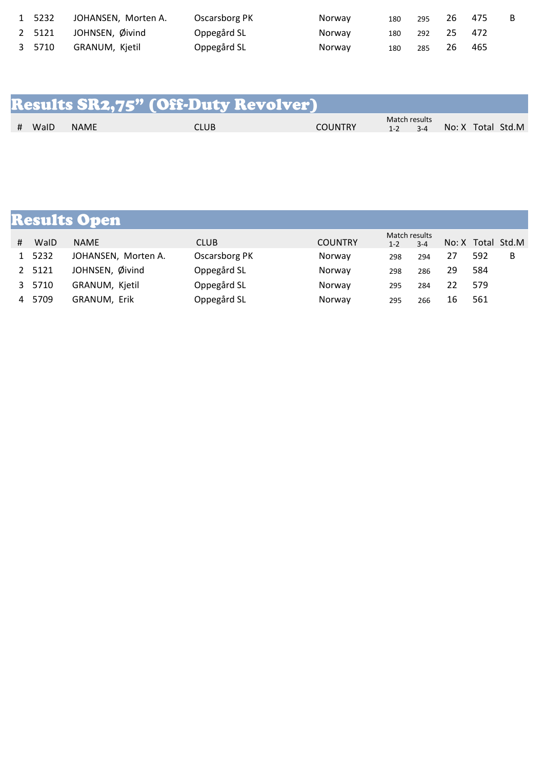| # | WaID | NAME | CLUB | COUNTRY | 1-2 | 3-4 | No: X | Total | Std.M |
|---|---|---|---|---|---|---|---|---|---|
| 1 | 5232 | JOHANSEN, Morten A. | Oscarsborg PK | Norway | 180 | 295 | 26 | 475 | B |
| 2 | 5121 | JOHNSEN, Øivind | Oppegård SL | Norway | 180 | 292 | 25 | 472 | |
| 3 | 5710 | GRANUM, Kjetil | Oppegård SL | Norway | 180 | 285 | 26 | 465 | |

## Results SR2,75" (Off-Duty Revolver)

| # | WaID | NAME | CLUB | COUNTRY | Match results 1-2 | 3-4 | No: X | Total | Std.M |
|---|---|---|---|---|---|---|---|---|---|

## Results Open

| # | WaID | NAME | CLUB | COUNTRY | Match results 1-2 | 3-4 | No: X | Total | Std.M |
|---|---|---|---|---|---|---|---|---|---|
| 1 | 5232 | JOHANSEN, Morten A. | Oscarsborg PK | Norway | 298 | 294 | 27 | 592 | B |
| 2 | 5121 | JOHNSEN, Øivind | Oppegård SL | Norway | 298 | 286 | 29 | 584 | |
| 3 | 5710 | GRANUM, Kjetil | Oppegård SL | Norway | 295 | 284 | 22 | 579 | |
| 4 | 5709 | GRANUM, Erik | Oppegård SL | Norway | 295 | 266 | 16 | 561 | |